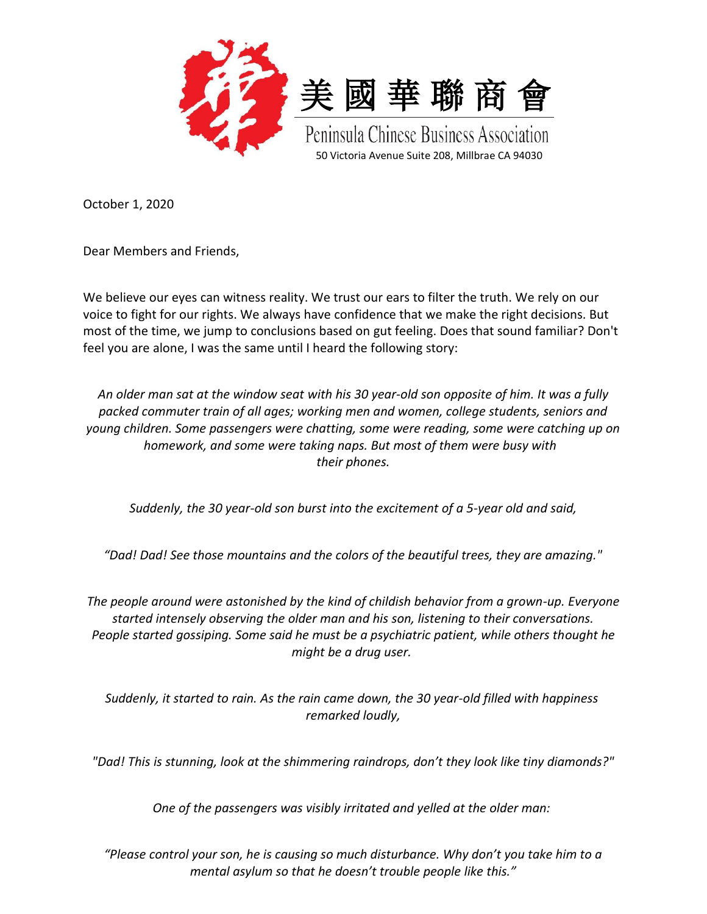美國華聯商會

Peninsula Chinese Business Association

50 Victoria Avenue Suite 208, Millbrae CA 94030

October 1, 2020

Dear Members and Friends,

We believe our eyes can witness reality. We trust our ears to filter the truth. We rely on our voice to fight for our rights. We always have confidence that we make the right decisions. But most of the time, we jump to conclusions based on gut feeling. Does that sound familiar? Don't feel you are alone, I was the same until I heard the following story:

*An older man sat at the window seat with his 30 year-old son opposite of him. It was a fully packed commuter train of all ages; working men and women, college students, seniors and young children. Some passengers were chatting, some were reading, some were catching up on homework, and some were taking naps. But most of them were busy with their phones.*

*Suddenly, the 30 year-old son burst into the excitement of a 5-year old and said,*

*"Dad! Dad! See those mountains and the colors of the beautiful trees, they are amazing."*

*The people around were astonished by the kind of childish behavior from a grown-up. Everyone started intensely observing the older man and his son, listening to their conversations. People started gossiping. Some said he must be a psychiatric patient, while others thought he might be a drug user.*

*Suddenly, it started to rain. As the rain came down, the 30 year-old filled with happiness remarked loudly,*

*"Dad! This is stunning, look at the shimmering raindrops, don't they look like tiny diamonds?"*

*One of the passengers was visibly irritated and yelled at the older man:*

*"Please control your son, he is causing so much disturbance. Why don't you take him to a mental asylum so that he doesn't trouble people like this."*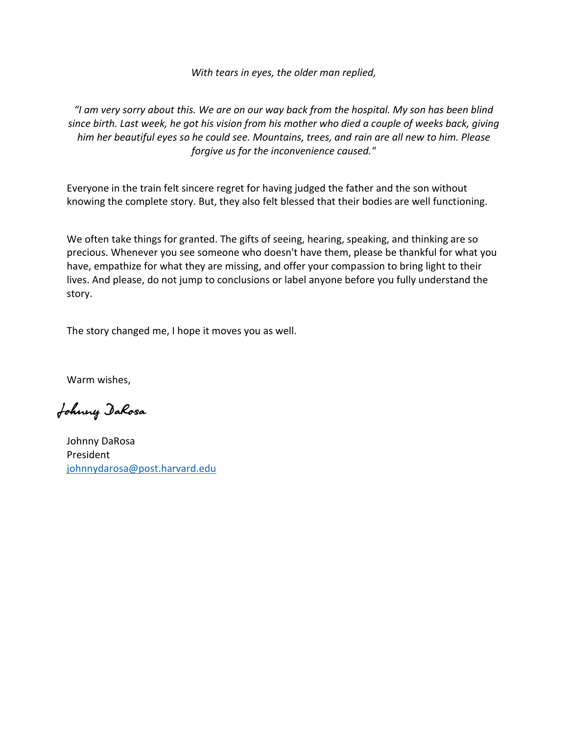*With tears in eyes, the older man replied,*

*"I am very sorry about this. We are on our way back from the hospital. My son has been blind since birth. Last week, he got his vision from his mother who died a couple of weeks back, giving him her beautiful eyes so he could see. Mountains, trees, and rain are all new to him. Please forgive us for the inconvenience caused."*

Everyone in the train felt sincere regret for having judged the father and the son without knowing the complete story. But, they also felt blessed that their bodies are well functioning.

We often take things for granted. The gifts of seeing, hearing, speaking, and thinking are so precious. Whenever you see someone who doesn't have them, please be thankful for what you have, empathize for what they are missing, and offer your compassion to bring light to their lives. And please, do not jump to conclusions or label anyone before you fully understand the story.

The story changed me, I hope it moves you as well.

Warm wishes,

Johnny DaRosa

Johnny DaRosa
President
johnnydarosa@post.harvard.edu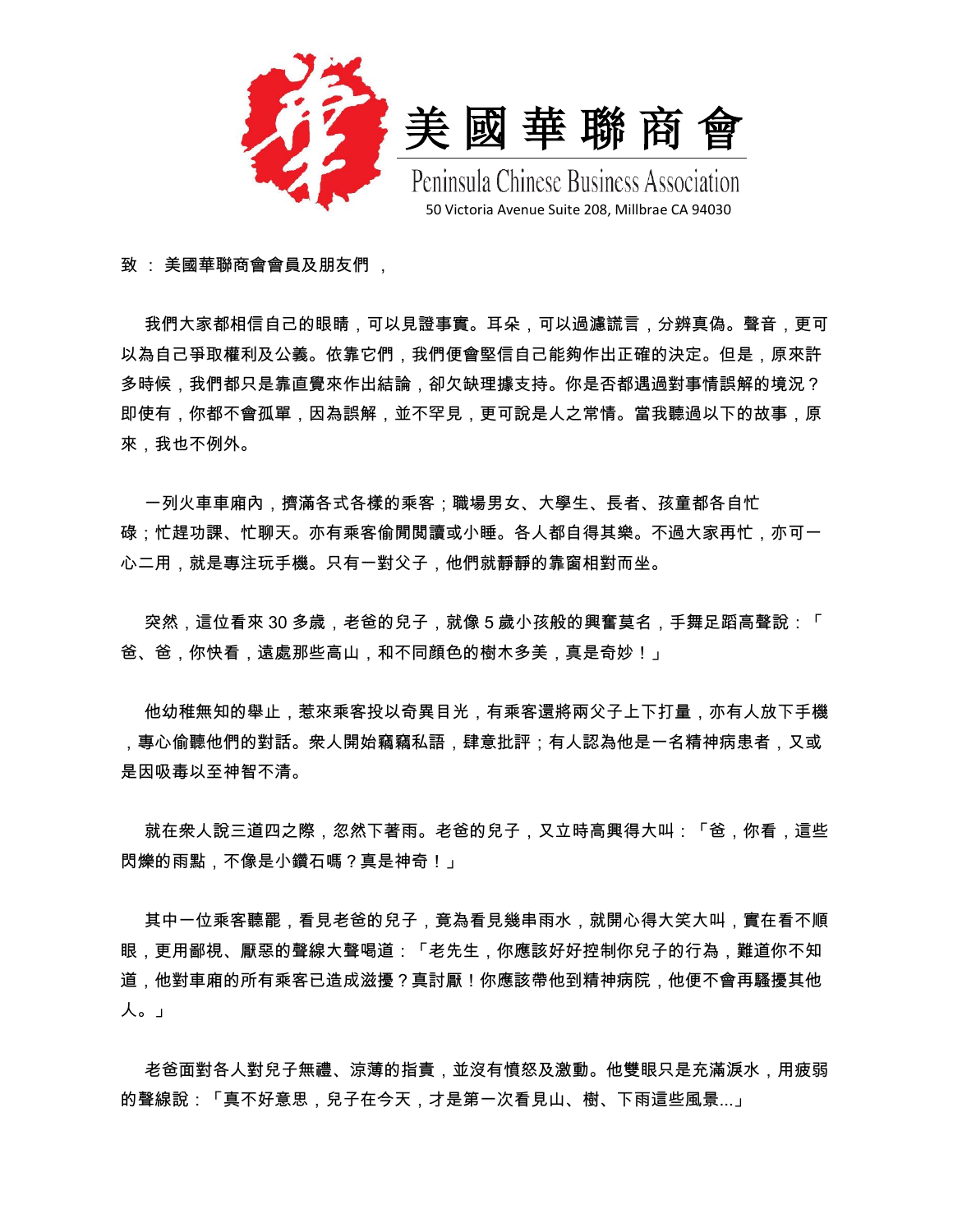# 美國華聯商會

Peninsula Chinese Business Association

50 Victoria Avenue Suite 208, Millbrae CA 94030

致 ： 美國華聯商會會員及朋友們 ，

我們大家都相信自己的眼睛，可以見證事實。耳朵，可以過濾謊言，分辨真偽。聲音，更可以為自己爭取權利及公義。依靠它們，我們便會堅信自己能夠作出正確的決定。但是，原來許多時候，我們都只是靠直覺來作出結論，卻欠缺理據支持。你是否都遇過對事情誤解的境況？即使有，你都不會孤單，因為誤解，並不罕見，更可說是人之常情。當我聽過以下的故事，原來，我也不例外。

一列火車車廂內，擠滿各式各樣的乘客；職場男女、大學生、長者、孩童都各自忙碌；忙趕功課、忙聊天。亦有乘客偷閒閱讀或小睡。各人都自得其樂。不過大家再忙，亦可一心二用，就是專注玩手機。只有一對父子，他們就靜靜的靠窗相對而坐。

突然，這位看來 30 多歲，老爸的兒子，就像 5 歲小孩般的興奮莫名，手舞足蹈高聲說：「爸、爸，你快看，遠處那些高山，和不同顏色的樹木多美，真是奇妙！」

他幼稚無知的舉止，惹來乘客投以奇異目光，有乘客還將兩父子上下打量，亦有人放下手機，專心偷聽他們的對話。眾人開始竊竊私語，肆意批評；有人認為他是一名精神病患者，又或是因吸毒以至神智不清。

就在眾人說三道四之際，忽然下著雨。老爸的兒子，又立時高興得大叫：「爸，你看，這些閃爍的雨點，不像是小鑽石嗎？真是神奇！」

其中一位乘客聽罷，看見老爸的兒子，竟為看見幾串雨水，就開心得大笑大叫，實在看不順眼，更用鄙視、厭惡的聲線大聲喝道：「老先生，你應該好好控制你兒子的行為，難道你不知道，他對車廂的所有乘客已造成滋擾？真討厭！你應該帶他到精神病院，他便不會再騷擾其他人。」

老爸面對各人對兒子無禮、涼薄的指責，並沒有憤怒及激動。他雙眼只是充滿淚水，用疲弱的聲線說：「真不好意思，兒子在今天，才是第一次看見山、樹、下雨這些風景...」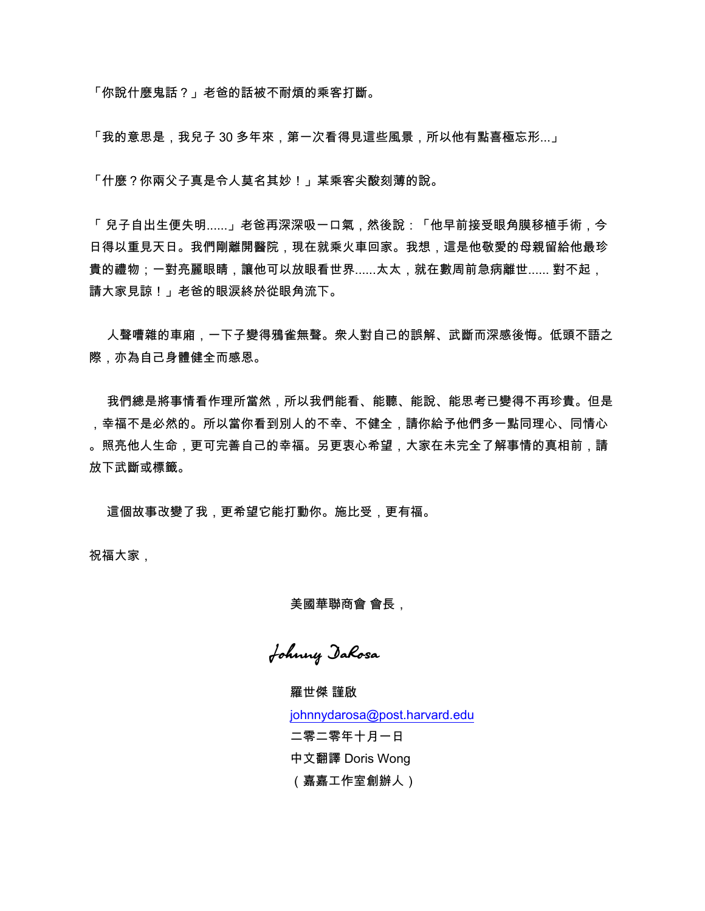「你說什麼鬼話？」老爸的話被不耐煩的乘客打斷。

「我的意思是，我兒子 30 多年來，第一次看得見這些風景，所以他有點喜極忘形...」

「什麼？你兩父子真是令人莫名其妙！」某乘客尖酸刻薄的說。

「 兒子自出生便失明......」老爸再深深吸一口氣，然後說：「他早前接受眼角膜移植手術，今日得以重見天日。我們剛離開醫院，現在就乘火車回家。我想，這是他敬愛的母親留給他最珍貴的禮物；一對亮麗眼睛，讓他可以放眼看世界......太太，就在數周前急病離世...... 對不起，請大家見諒！」老爸的眼淚終於從眼角流下。

人聲嘈雜的車廂，一下子變得鴉雀無聲。眾人對自己的誤解、武斷而深感後悔。低頭不語之際，亦為自己身體健全而感恩。

我們總是將事情看作理所當然，所以我們能看、能聽、能說、能思考已變得不再珍貴。但是，幸福不是必然的。所以當你看到別人的不幸、不健全，請你給予他們多一點同理心、同情心。照亮他人生命，更可完善自己的幸福。另更衷心希望，大家在未完全了解事情的真相前，請放下武斷或標籤。

這個故事改變了我，更希望它能打動你。施比受，更有福。

祝福大家，

美國華聯商會 會長，

Johnny DaRosa

羅世傑 謹啟

johnnydarosa@post.harvard.edu

二零二零年十月一日

中文翻譯 Doris Wong

（嘉嘉工作室創辦人）